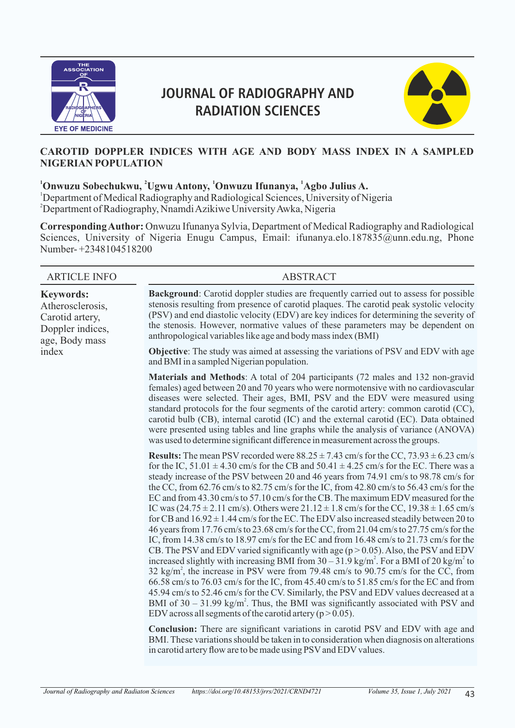# JOURNAL OF RADIOGRAPHY AND RADIATION SCIENCES

## CAROTID DOPPLER INDICES WITH AGE AND BODY MASS INDEX IN A SAMPLED NIGERIAN POPULATION

**[1]Onwuzu Sobechukwu, [2]Ugwu Antony, [1]Onwuzu Ifunanya, [1]Agbo Julius A.**

[1]Department of Medical Radiography and Radiological Sciences, University of Nigeria
[2]Department of Radiography, Nnamdi Azikiwe University Awka, Nigeria

**Corresponding Author:** Onwuzu Ifunanya Sylvia, Department of Medical Radiography and Radiological Sciences, University of Nigeria Enugu Campus, Email: ifunanya.elo.187835@unn.edu.ng, Phone Number- +2348104518200

### ARTICLE INFO

**Keywords:** Atherosclerosis, Carotid artery, Doppler indices, age, Body mass index

### ABSTRACT

**Background**: Carotid doppler studies are frequently carried out to assess for possible stenosis resulting from presence of carotid plaques. The carotid peak systolic velocity (PSV) and end diastolic velocity (EDV) are key indices for determining the severity of the stenosis. However, normative values of these parameters may be dependent on anthropological variables like age and body mass index (BMI)

**Objective**: The study was aimed at assessing the variations of PSV and EDV with age and BMI in a sampled Nigerian population.

**Materials and Methods**: A total of 204 participants (72 males and 132 non-gravid females) aged between 20 and 70 years who were normotensive with no cardiovascular diseases were selected. Their ages, BMI, PSV and the EDV were measured using standard protocols for the four segments of the carotid artery: common carotid (CC), carotid bulb (CB), internal carotid (IC) and the external carotid (EC). Data obtained were presented using tables and line graphs while the analysis of variance (ANOVA) was used to determine significant difference in measurement across the groups.

**Results:** The mean PSV recorded were $88.25 \pm 7.43$ cm/s for the CC, $73.93 \pm 6.23$ cm/s for the IC, $51.01 \pm 4.30$ cm/s for the CB and $50.41 \pm 4.25$ cm/s for the EC. There was a steady increase of the PSV between 20 and 46 years from 74.91 cm/s to 98.78 cm/s for the CC, from 62.76 cm/s to 82.75 cm/s for the IC, from 42.80 cm/s to 56.43 cm/s for the EC and from 43.30 cm/s to 57.10 cm/s for the CB. The maximum EDV measured for the IC was ($24.75 \pm 2.11$ cm/s). Others were $21.12 \pm 1.8$ cm/s for the CC, $19.38 \pm 1.65$ cm/s for CB and $16.92 \pm 1.44$ cm/s for the EC. The EDV also increased steadily between 20 to 46 years from 17.76 cm/s to 23.68 cm/s for the CC, from 21.04 cm/s to 27.75 cm/s for the IC, from 14.38 cm/s to 18.97 cm/s for the EC and from 16.48 cm/s to 21.73 cm/s for the CB. The PSV and EDV varied significantly with age ($p > 0.05$). Also, the PSV and EDV increased slightly with increasing BMI from 30 – 31.9 kg/m$^2$. For a BMI of 20 kg/m$^2$ to 32 kg/m$^2$, the increase in PSV were from 79.48 cm/s to 90.75 cm/s for the CC, from 66.58 cm/s to 76.03 cm/s for the IC, from 45.40 cm/s to 51.85 cm/s for the EC and from 45.94 cm/s to 52.46 cm/s for the CV. Similarly, the PSV and EDV values decreased at a BMI of 30 – 31.99 kg/m$^2$. Thus, the BMI was significantly associated with PSV and EDV across all segments of the carotid artery ($p > 0.05$).

**Conclusion:** There are significant variations in carotid PSV and EDV with age and BMI. These variations should be taken in to consideration when diagnosis on alterations in carotid artery flow are to be made using PSV and EDV values.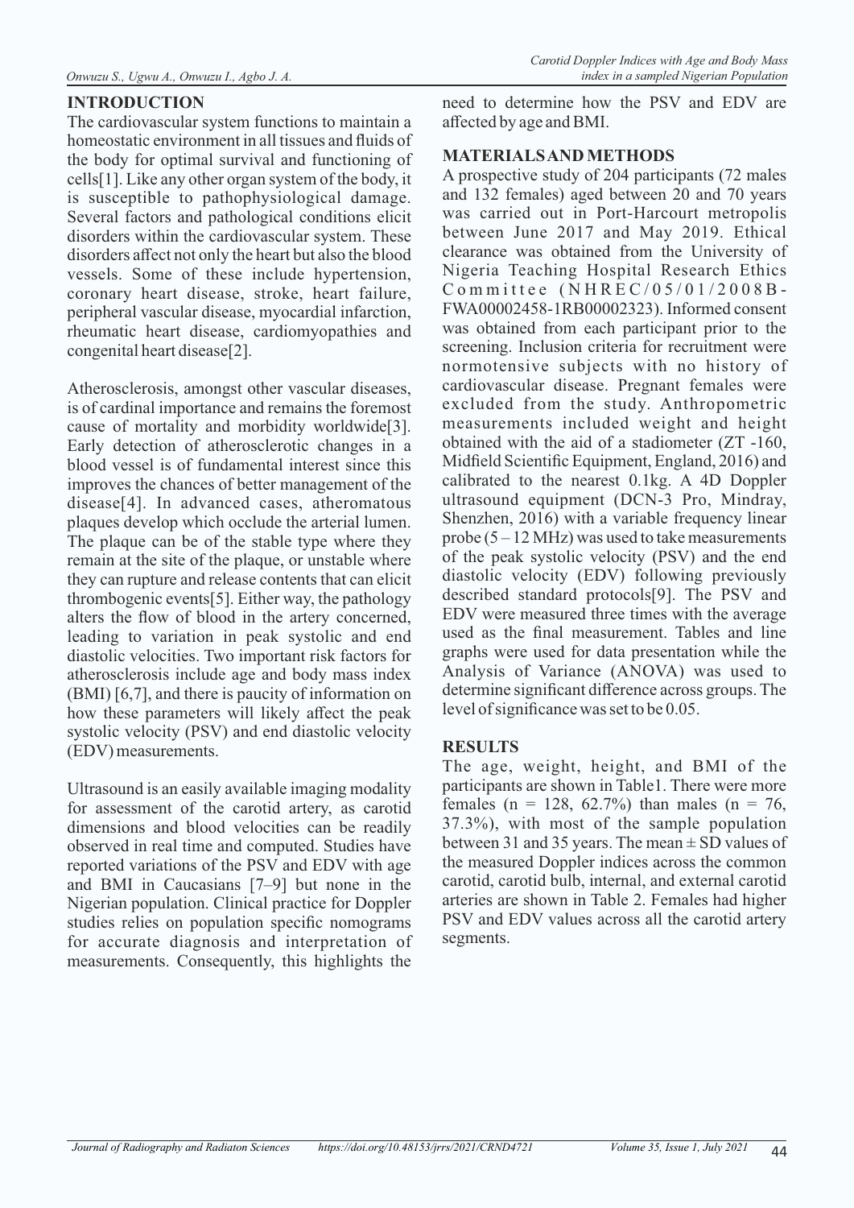## INTRODUCTION

The cardiovascular system functions to maintain a homeostatic environment in all tissues and fluids of the body for optimal survival and functioning of cells[1]. Like any other organ system of the body, it is susceptible to pathophysiological damage. Several factors and pathological conditions elicit disorders within the cardiovascular system. These disorders affect not only the heart but also the blood vessels. Some of these include hypertension, coronary heart disease, stroke, heart failure, peripheral vascular disease, myocardial infarction, rheumatic heart disease, cardiomyopathies and congenital heart disease[2].

Atherosclerosis, amongst other vascular diseases, is of cardinal importance and remains the foremost cause of mortality and morbidity worldwide[3]. Early detection of atherosclerotic changes in a blood vessel is of fundamental interest since this improves the chances of better management of the disease[4]. In advanced cases, atheromatous plaques develop which occlude the arterial lumen. The plaque can be of the stable type where they remain at the site of the plaque, or unstable where they can rupture and release contents that can elicit thrombogenic events[5]. Either way, the pathology alters the flow of blood in the artery concerned, leading to variation in peak systolic and end diastolic velocities. Two important risk factors for atherosclerosis include age and body mass index (BMI) [6,7], and there is paucity of information on how these parameters will likely affect the peak systolic velocity (PSV) and end diastolic velocity (EDV) measurements.

Ultrasound is an easily available imaging modality for assessment of the carotid artery, as carotid dimensions and blood velocities can be readily observed in real time and computed. Studies have reported variations of the PSV and EDV with age and BMI in Caucasians [7–9] but none in the Nigerian population. Clinical practice for Doppler studies relies on population specific nomograms for accurate diagnosis and interpretation of measurements. Consequently, this highlights the need to determine how the PSV and EDV are affected by age and BMI.

## MATERIALS AND METHODS

A prospective study of 204 participants (72 males and 132 females) aged between 20 and 70 years was carried out in Port-Harcourt metropolis between June 2017 and May 2019. Ethical clearance was obtained from the University of Nigeria Teaching Hospital Research Ethics Committee (NHREC/05/01/2008B-FWA00002458-1RB00002323). Informed consent was obtained from each participant prior to the screening. Inclusion criteria for recruitment were normotensive subjects with no history of cardiovascular disease. Pregnant females were excluded from the study. Anthropometric measurements included weight and height obtained with the aid of a stadiometer (ZT -160, Midfield Scientific Equipment, England, 2016) and calibrated to the nearest 0.1kg. A 4D Doppler ultrasound equipment (DCN-3 Pro, Mindray, Shenzhen, 2016) with a variable frequency linear probe (5 – 12 MHz) was used to take measurements of the peak systolic velocity (PSV) and the end diastolic velocity (EDV) following previously described standard protocols[9]. The PSV and EDV were measured three times with the average used as the final measurement. Tables and line graphs were used for data presentation while the Analysis of Variance (ANOVA) was used to determine significant difference across groups. The level of significance was set to be 0.05.

## RESULTS

The age, weight, height, and BMI of the participants are shown in Table1. There were more females (n = 128, 62.7%) than males (n = 76, 37.3%), with most of the sample population between 31 and 35 years. The mean ± SD values of the measured Doppler indices across the common carotid, carotid bulb, internal, and external carotid arteries are shown in Table 2. Females had higher PSV and EDV values across all the carotid artery segments.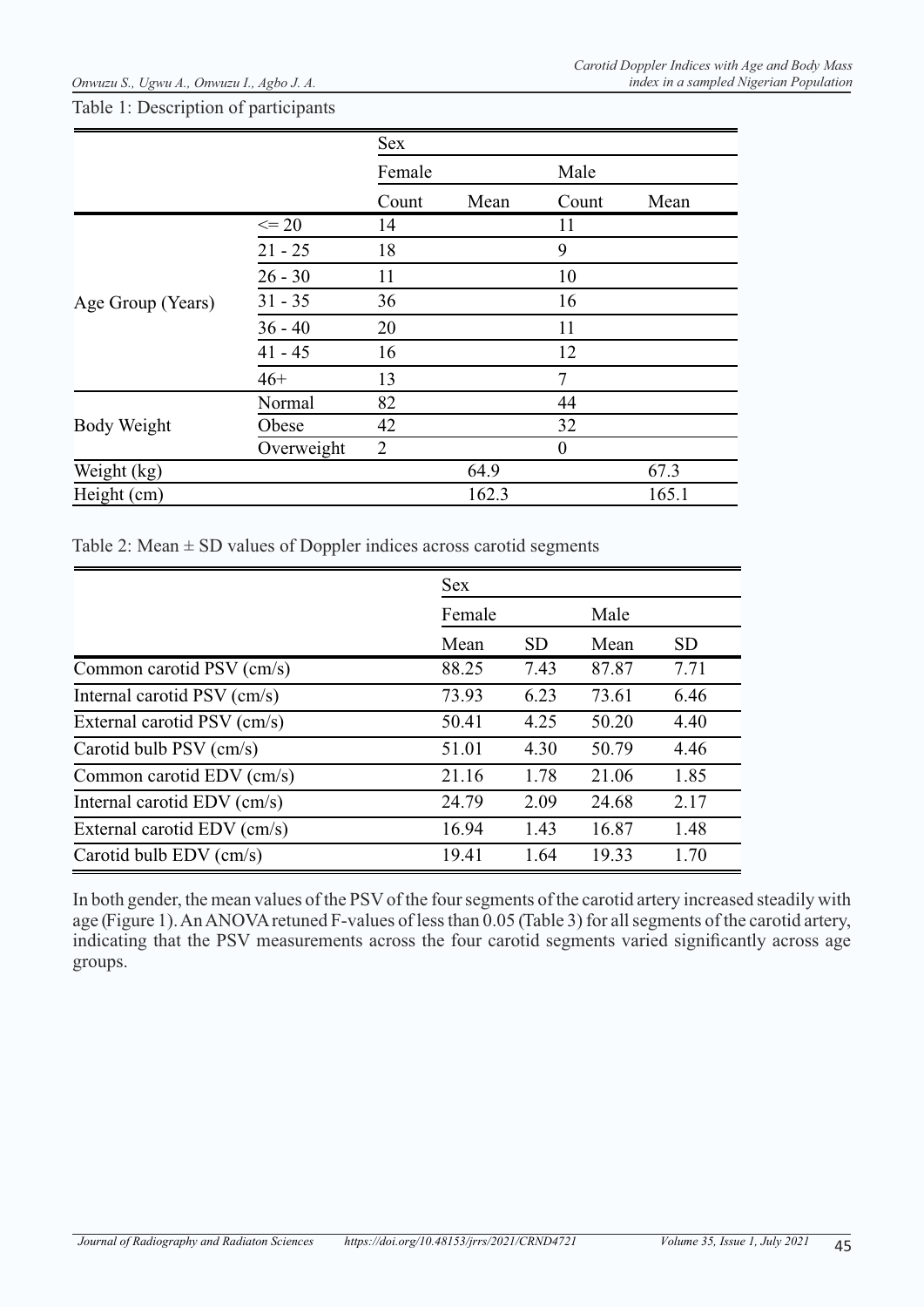Table 1: Description of participants

| | | Sex | | | |
|---|---|---|---|---|---|
| | | Female | | Male | |
| | | Count | Mean | Count | Mean |
| Age Group (Years) | <= 20 | 14 | | 11 | |
| | 21 - 25 | 18 | | 9 | |
| | 26 - 30 | 11 | | 10 | |
| | 31 - 35 | 36 | | 16 | |
| | 36 - 40 | 20 | | 11 | |
| | 41 - 45 | 16 | | 12 | |
| | 46+ | 13 | | 7 | |
| Body Weight | Normal | 82 | | 44 | |
| | Obese | 42 | | 32 | |
| | Overweight | 2 | | 0 | |
| Weight (kg) | | | 64.9 | | 67.3 |
| Height (cm) | | | 162.3 | | 165.1 |

Table 2: Mean ± SD values of Doppler indices across carotid segments

| | Sex | | | |
|---|---|---|---|---|
| | Female | | Male | |
| | Mean | SD | Mean | SD |
| Common carotid PSV (cm/s) | 88.25 | 7.43 | 87.87 | 7.71 |
| Internal carotid PSV (cm/s) | 73.93 | 6.23 | 73.61 | 6.46 |
| External carotid PSV (cm/s) | 50.41 | 4.25 | 50.20 | 4.40 |
| Carotid bulb PSV (cm/s) | 51.01 | 4.30 | 50.79 | 4.46 |
| Common carotid EDV (cm/s) | 21.16 | 1.78 | 21.06 | 1.85 |
| Internal carotid EDV (cm/s) | 24.79 | 2.09 | 24.68 | 2.17 |
| External carotid EDV (cm/s) | 16.94 | 1.43 | 16.87 | 1.48 |
| Carotid bulb EDV (cm/s) | 19.41 | 1.64 | 19.33 | 1.70 |

In both gender, the mean values of the PSV of the four segments of the carotid artery increased steadily with age (Figure 1). An ANOVA retuned F-values of less than 0.05 (Table 3) for all segments of the carotid artery, indicating that the PSV measurements across the four carotid segments varied significantly across age groups.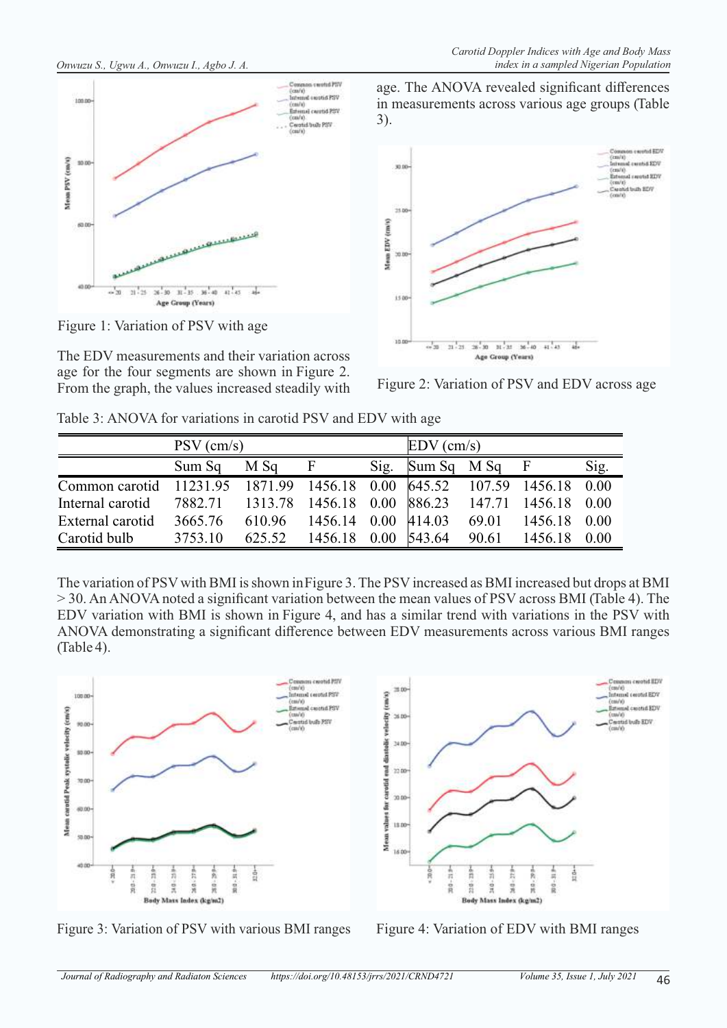Figure 1: Variation of PSV with age

The EDV measurements and their variation across age for the four segments are shown in Figure 2. From the graph, the values increased steadily with age. The ANOVA revealed significant differences in measurements across various age groups (Table 3).

Figure 2: Variation of PSV and EDV across age

Table 3: ANOVA for variations in carotid PSV and EDV with age

| | PSV (cm/s) | | | | EDV (cm/s) | | | |
|---|---|---|---|---|---|---|---|---|
| | Sum Sq | M Sq | F | Sig. | Sum Sq | M Sq | F | Sig. |
| Common carotid | 11231.95 | 1871.99 | 1456.18 | 0.00 | 645.52 | 107.59 | 1456.18 | 0.00 |
| Internal carotid | 7882.71 | 1313.78 | 1456.18 | 0.00 | 886.23 | 147.71 | 1456.18 | 0.00 |
| External carotid | 3665.76 | 610.96 | 1456.14 | 0.00 | 414.03 | 69.01 | 1456.18 | 0.00 |
| Carotid bulb | 3753.10 | 625.52 | 1456.18 | 0.00 | 543.64 | 90.61 | 1456.18 | 0.00 |

The variation of PSV with BMI is shown in Figure 3. The PSV increased as BMI increased but drops at BMI > 30. An ANOVA noted a significant variation between the mean values of PSV across BMI (Table 4). The EDV variation with BMI is shown in Figure 4, and has a similar trend with variations in the PSV with ANOVA demonstrating a significant difference between EDV measurements across various BMI ranges (Table 4).

Figure 3: Variation of PSV with various BMI ranges

Figure 4: Variation of EDV with BMI ranges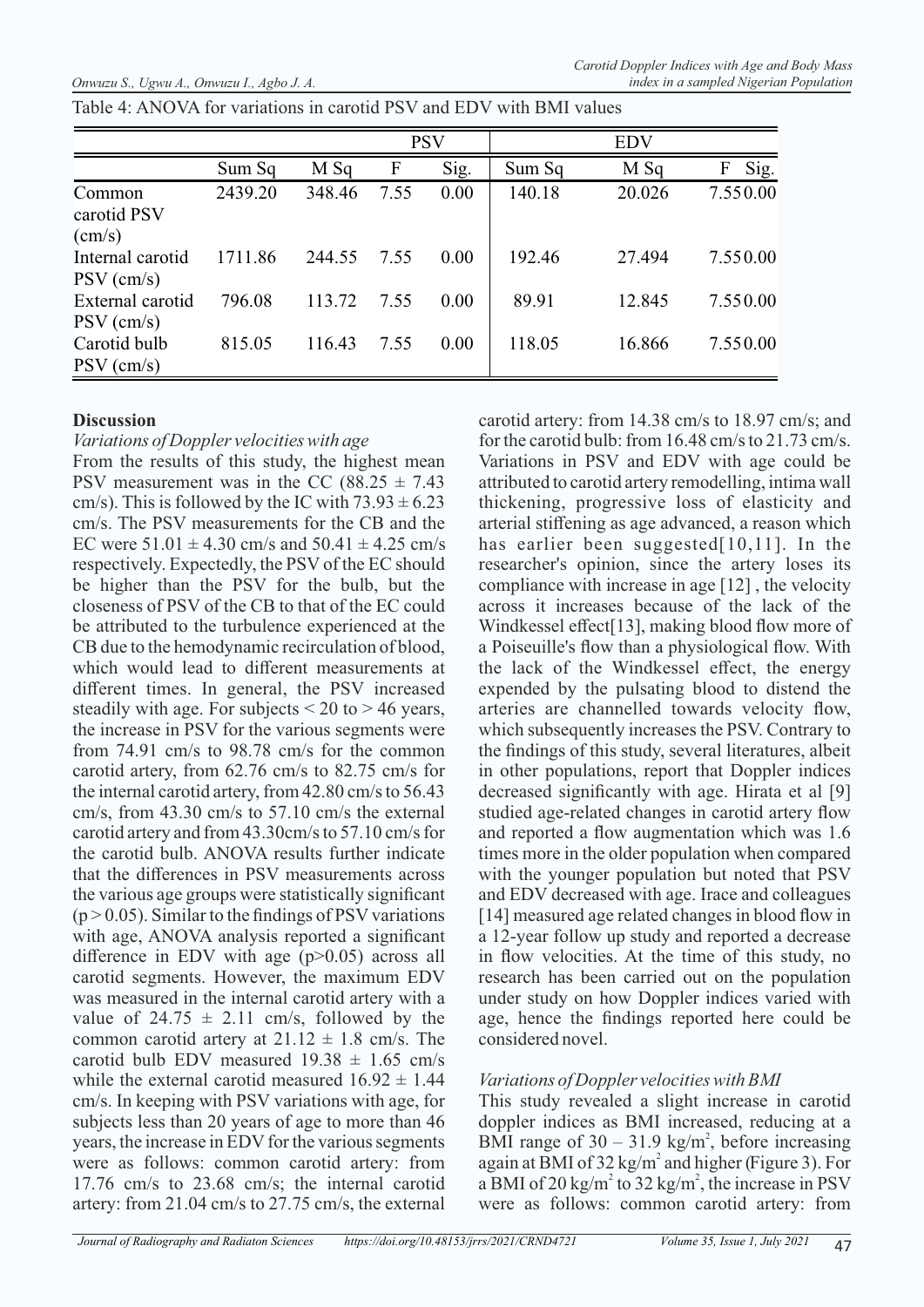Table 4: ANOVA for variations in carotid PSV and EDV with BMI values

| | PSV | | | | EDV | | | |
|---|---|---|---|---|---|---|---|---|
| | Sum Sq | M Sq | F | Sig. | Sum Sq | M Sq | F | Sig. |
| Common carotid PSV (cm/s) | 2439.20 | 348.46 | 7.55 | 0.00 | 140.18 | 20.026 | 7.55 | 0.00 |
| Internal carotid PSV (cm/s) | 1711.86 | 244.55 | 7.55 | 0.00 | 192.46 | 27.494 | 7.55 | 0.00 |
| External carotid PSV (cm/s) | 796.08 | 113.72 | 7.55 | 0.00 | 89.91 | 12.845 | 7.55 | 0.00 |
| Carotid bulb PSV (cm/s) | 815.05 | 116.43 | 7.55 | 0.00 | 118.05 | 16.866 | 7.55 | 0.00 |

## Discussion

### *Variations of Doppler velocities with age*

From the results of this study, the highest mean PSV measurement was in the CC ($88.25 \pm 7.43$ cm/s). This is followed by the IC with $73.93 \pm 6.23$ cm/s. The PSV measurements for the CB and the EC were $51.01 \pm 4.30$ cm/s and $50.41 \pm 4.25$ cm/s respectively. Expectedly, the PSV of the EC should be higher than the PSV for the bulb, but the closeness of PSV of the CB to that of the EC could be attributed to the turbulence experienced at the CB due to the hemodynamic recirculation of blood, which would lead to different measurements at different times. In general, the PSV increased steadily with age. For subjects < 20 to > 46 years, the increase in PSV for the various segments were from 74.91 cm/s to 98.78 cm/s for the common carotid artery, from 62.76 cm/s to 82.75 cm/s for the internal carotid artery, from 42.80 cm/s to 56.43 cm/s, from 43.30 cm/s to 57.10 cm/s the external carotid artery and from 43.30cm/s to 57.10 cm/s for the carotid bulb. ANOVA results further indicate that the differences in PSV measurements across the various age groups were statistically significant ($p > 0.05$). Similar to the findings of PSV variations with age, ANOVA analysis reported a significant difference in EDV with age ($p>0.05$) across all carotid segments. However, the maximum EDV was measured in the internal carotid artery with a value of $24.75 \pm 2.11$ cm/s, followed by the common carotid artery at $21.12 \pm 1.8$ cm/s. The carotid bulb EDV measured $19.38 \pm 1.65$ cm/s while the external carotid measured $16.92 \pm 1.44$ cm/s. In keeping with PSV variations with age, for subjects less than 20 years of age to more than 46 years, the increase in EDV for the various segments were as follows: common carotid artery: from 17.76 cm/s to 23.68 cm/s; the internal carotid artery: from 21.04 cm/s to 27.75 cm/s, the external carotid artery: from 14.38 cm/s to 18.97 cm/s; and for the carotid bulb: from 16.48 cm/s to 21.73 cm/s. Variations in PSV and EDV with age could be attributed to carotid artery remodelling, intima wall thickening, progressive loss of elasticity and arterial stiffening as age advanced, a reason which has earlier been suggested[10,11]. In the researcher's opinion, since the artery loses its compliance with increase in age [12] , the velocity across it increases because of the lack of the Windkessel effect[13], making blood flow more of a Poiseuille's flow than a physiological flow. With the lack of the Windkessel effect, the energy expended by the pulsating blood to distend the arteries are channelled towards velocity flow, which subsequently increases the PSV. Contrary to the findings of this study, several literatures, albeit in other populations, report that Doppler indices decreased significantly with age. Hirata et al [9] studied age-related changes in carotid artery flow and reported a flow augmentation which was 1.6 times more in the older population when compared with the younger population but noted that PSV and EDV decreased with age. Irace and colleagues [14] measured age related changes in blood flow in a 12-year follow up study and reported a decrease in flow velocities. At the time of this study, no research has been carried out on the population under study on how Doppler indices varied with age, hence the findings reported here could be considered novel.

### *Variations of Doppler velocities with BMI*

This study revealed a slight increase in carotid doppler indices as BMI increased, reducing at a BMI range of $30 - 31.9$ kg/m$^2$, before increasing again at BMI of 32 kg/m$^2$ and higher (Figure 3). For a BMI of 20 kg/m$^2$ to 32 kg/m$^2$, the increase in PSV were as follows: common carotid artery: from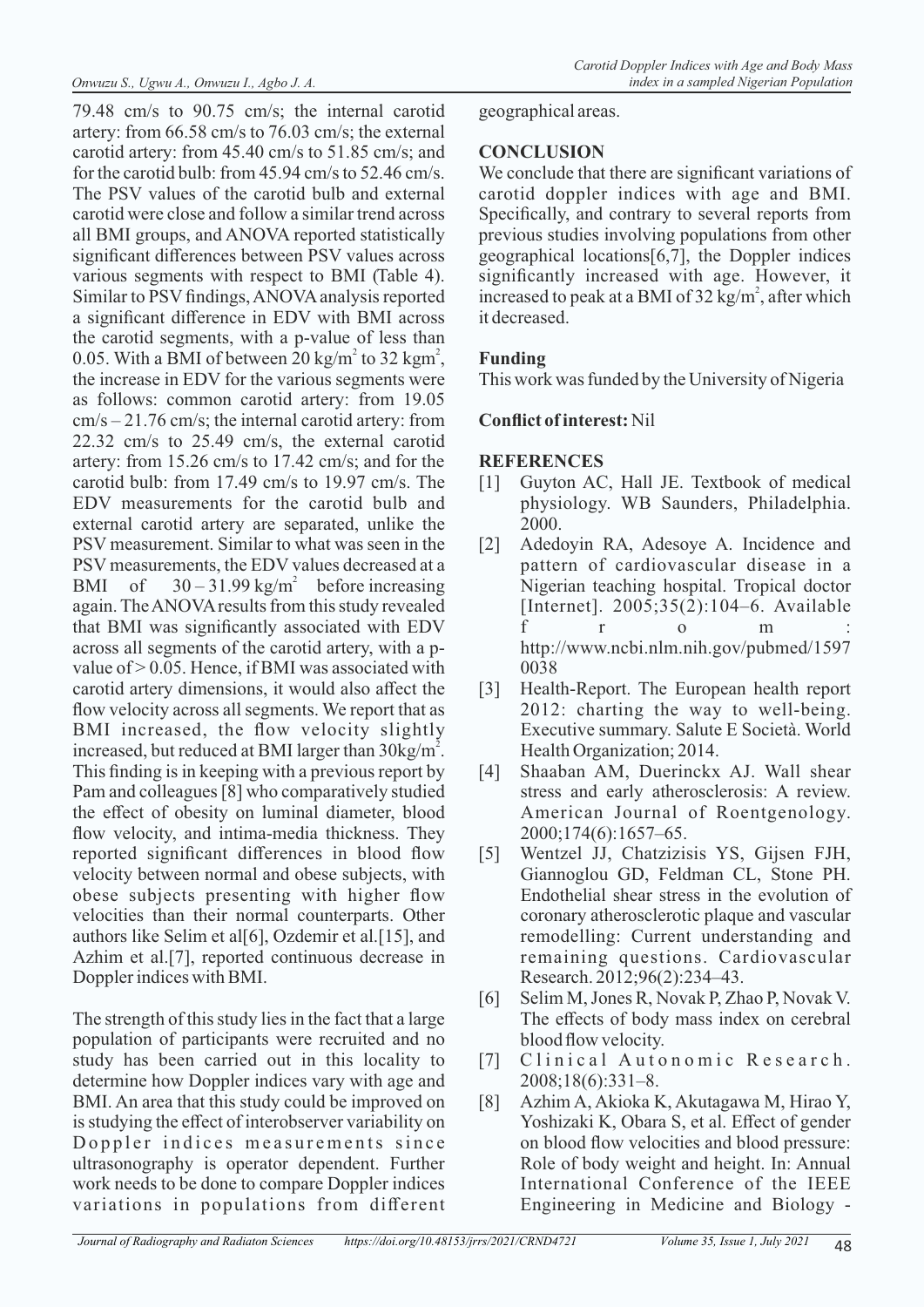79.48 cm/s to 90.75 cm/s; the internal carotid artery: from 66.58 cm/s to 76.03 cm/s; the external carotid artery: from 45.40 cm/s to 51.85 cm/s; and for the carotid bulb: from 45.94 cm/s to 52.46 cm/s. The PSV values of the carotid bulb and external carotid were close and follow a similar trend across all BMI groups, and ANOVA reported statistically significant differences between PSV values across various segments with respect to BMI (Table 4). Similar to PSV findings, ANOVA analysis reported a significant difference in EDV with BMI across the carotid segments, with a p-value of less than 0.05. With a BMI of between 20 $kg/m^2$ to 32 $kgm^2$, the increase in EDV for the various segments were as follows: common carotid artery: from 19.05 cm/s – 21.76 cm/s; the internal carotid artery: from 22.32 cm/s to 25.49 cm/s, the external carotid artery: from 15.26 cm/s to 17.42 cm/s; and for the carotid bulb: from 17.49 cm/s to 19.97 cm/s. The EDV measurements for the carotid bulb and external carotid artery are separated, unlike the PSV measurement. Similar to what was seen in the PSV measurements, the EDV values decreased at a BMI of 30 – 31.99 $kg/m^2$ before increasing again. The ANOVA results from this study revealed that BMI was significantly associated with EDV across all segments of the carotid artery, with a p-value of > 0.05. Hence, if BMI was associated with carotid artery dimensions, it would also affect the flow velocity across all segments. We report that as BMI increased, the flow velocity slightly increased, but reduced at BMI larger than 30$kg/m^2$. This finding is in keeping with a previous report by Pam and colleagues [8] who comparatively studied the effect of obesity on luminal diameter, blood flow velocity, and intima-media thickness. They reported significant differences in blood flow velocity between normal and obese subjects, with obese subjects presenting with higher flow velocities than their normal counterparts. Other authors like Selim et al[6], Ozdemir et al.[15], and Azhim et al.[7], reported continuous decrease in Doppler indices with BMI.

The strength of this study lies in the fact that a large population of participants were recruited and no study has been carried out in this locality to determine how Doppler indices vary with age and BMI. An area that this study could be improved on is studying the effect of interobserver variability on Doppler indices measurements since ultrasonography is operator dependent. Further work needs to be done to compare Doppler indices variations in populations from different geographical areas.

## CONCLUSION

We conclude that there are significant variations of carotid doppler indices with age and BMI. Specifically, and contrary to several reports from previous studies involving populations from other geographical locations[6,7], the Doppler indices significantly increased with age. However, it increased to peak at a BMI of 32 $kg/m^2$, after which it decreased.

## Funding

This work was funded by the University of Nigeria

**Conflict of interest:** Nil

## REFERENCES

[1] Guyton AC, Hall JE. Textbook of medical physiology. WB Saunders, Philadelphia. 2000.

[2] Adedoyin RA, Adesoye A. Incidence and pattern of cardiovascular disease in a Nigerian teaching hospital. Tropical doctor [Internet]. 2005;35(2):104–6. Available from: http://www.ncbi.nlm.nih.gov/pubmed/15970038

[3] Health-Report. The European health report 2012: charting the way to well-being. Executive summary. Salute E Società. World Health Organization; 2014.

[4] Shaaban AM, Duerinckx AJ. Wall shear stress and early atherosclerosis: A review. American Journal of Roentgenology. 2000;174(6):1657–65.

[5] Wentzel JJ, Chatzizisis YS, Gijsen FJH, Giannoglou GD, Feldman CL, Stone PH. Endothelial shear stress in the evolution of coronary atherosclerotic plaque and vascular remodelling: Current understanding and remaining questions. Cardiovascular Research. 2012;96(2):234–43.

[6] Selim M, Jones R, Novak P, Zhao P, Novak V. The effects of body mass index on cerebral blood flow velocity.

[7] Clinical Autonomic Research. 2008;18(6):331–8.

[8] Azhim A, Akioka K, Akutagawa M, Hirao Y, Yoshizaki K, Obara S, et al. Effect of gender on blood flow velocities and blood pressure: Role of body weight and height. In: Annual International Conference of the IEEE Engineering in Medicine and Biology -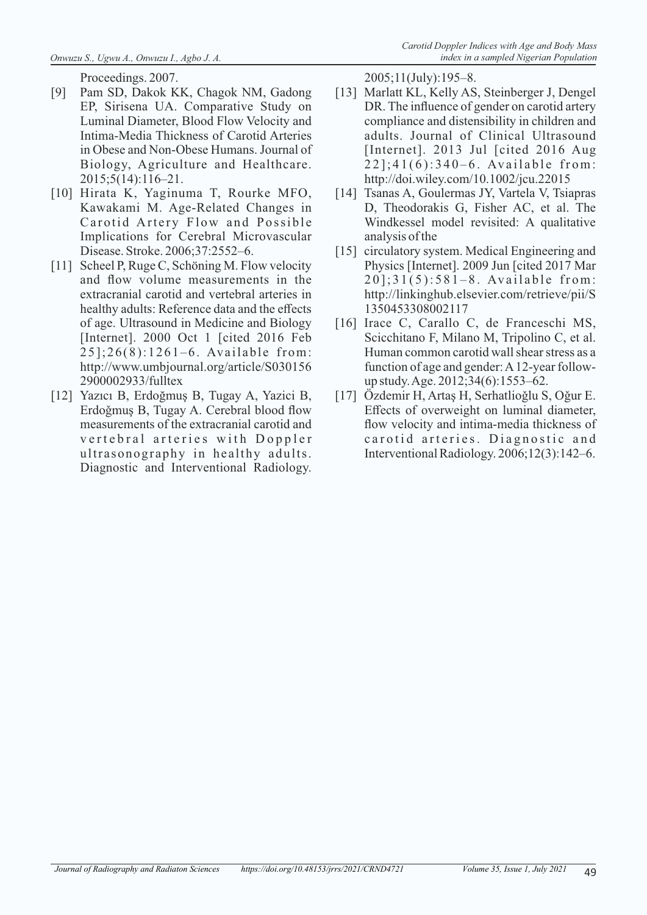Proceedings. 2007.

[9] Pam SD, Dakok KK, Chagok NM, Gadong EP, Sirisena UA. Comparative Study on Luminal Diameter, Blood Flow Velocity and Intima-Media Thickness of Carotid Arteries in Obese and Non-Obese Humans. Journal of Biology, Agriculture and Healthcare. 2015;5(14):116–21.

[10] Hirata K, Yaginuma T, Rourke MFO, Kawakami M. Age-Related Changes in Carotid Artery Flow and Possible Implications for Cerebral Microvascular Disease. Stroke. 2006;37:2552–6.

[11] Scheel P, Ruge C, Schöning M. Flow velocity and flow volume measurements in the extracranial carotid and vertebral arteries in healthy adults: Reference data and the effects of age. Ultrasound in Medicine and Biology [Internet]. 2000 Oct 1 [cited 2016 Feb 25];26(8):1261–6. Available from: http://www.umbjournal.org/article/S0301562900002933/fulltex

[12] Yazıcı B, Erdoğmuş B, Tugay A, Yazici B, Erdoğmuş B, Tugay A. Cerebral blood flow measurements of the extracranial carotid and vertebral arteries with Doppler ultrasonography in healthy adults. Diagnostic and Interventional Radiology. 2005;11(July):195–8.

[13] Marlatt KL, Kelly AS, Steinberger J, Dengel DR. The influence of gender on carotid artery compliance and distensibility in children and adults. Journal of Clinical Ultrasound [Internet]. 2013 Jul [cited 2016 Aug 22];41(6):340–6. Available from: http://doi.wiley.com/10.1002/jcu.22015

[14] Tsanas A, Goulermas JY, Vartela V, Tsiapras D, Theodorakis G, Fisher AC, et al. The Windkessel model revisited: A qualitative analysis of the

[15] circulatory system. Medical Engineering and Physics [Internet]. 2009 Jun [cited 2017 Mar 20];31(5):581–8. Available from: http://linkinghub.elsevier.com/retrieve/pii/S1350453308002117

[16] Irace C, Carallo C, de Franceschi MS, Scicchitano F, Milano M, Tripolino C, et al. Human common carotid wall shear stress as a function of age and gender: A 12-year follow-up study. Age. 2012;34(6):1553–62.

[17] Özdemir H, Artaş H, Serhatlioğlu S, Oğur E. Effects of overweight on luminal diameter, flow velocity and intima-media thickness of carotid arteries. Diagnostic and Interventional Radiology. 2006;12(3):142–6.